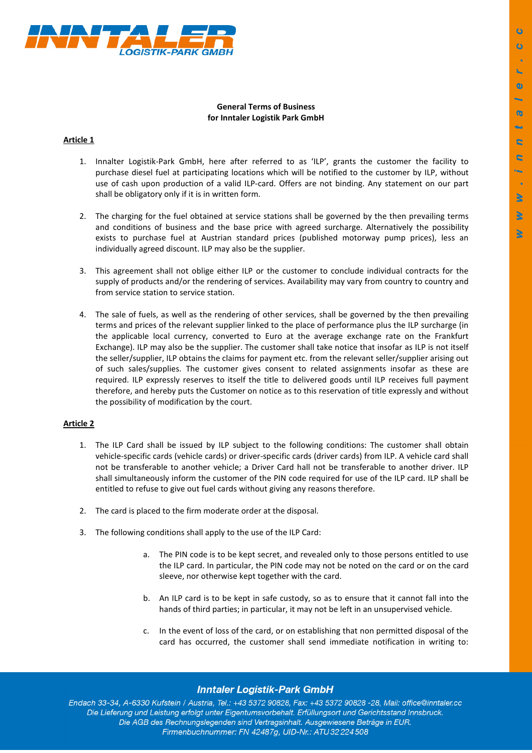**General Terms of Business**
**for Inntaler Logistik Park GmbH**

**Article 1**

1. Innalter Logistik-Park GmbH, here after referred to as 'ILP', grants the customer the facility to purchase diesel fuel at participating locations which will be notified to the customer by ILP, without use of cash upon production of a valid ILP-card. Offers are not binding. Any statement on our part shall be obligatory only if it is in written form.

2. The charging for the fuel obtained at service stations shall be governed by the then prevailing terms and conditions of business and the base price with agreed surcharge. Alternatively the possibility exists to purchase fuel at Austrian standard prices (published motorway pump prices), less an individually agreed discount. ILP may also be the supplier.

3. This agreement shall not oblige either ILP or the customer to conclude individual contracts for the supply of products and/or the rendering of services. Availability may vary from country to country and from service station to service station.

4. The sale of fuels, as well as the rendering of other services, shall be governed by the then prevailing terms and prices of the relevant supplier linked to the place of performance plus the ILP surcharge (in the applicable local currency, converted to Euro at the average exchange rate on the Frankfurt Exchange). ILP may also be the supplier. The customer shall take notice that insofar as ILP is not itself the seller/supplier, ILP obtains the claims for payment etc. from the relevant seller/supplier arising out of such sales/supplies. The customer gives consent to related assignments insofar as these are required. ILP expressly reserves to itself the title to delivered goods until ILP receives full payment therefore, and hereby puts the Customer on notice as to this reservation of title expressly and without the possibility of modification by the court.

**Article 2**

1. The ILP Card shall be issued by ILP subject to the following conditions: The customer shall obtain vehicle-specific cards (vehicle cards) or driver-specific cards (driver cards) from ILP. A vehicle card shall not be transferable to another vehicle; a Driver Card hall not be transferable to another driver. ILP shall simultaneously inform the customer of the PIN code required for use of the ILP card. ILP shall be entitled to refuse to give out fuel cards without giving any reasons therefore.

2. The card is placed to the firm moderate order at the disposal.

3. The following conditions shall apply to the use of the ILP Card:

   a. The PIN code is to be kept secret, and revealed only to those persons entitled to use the ILP card. In particular, the PIN code may not be noted on the card or on the card sleeve, nor otherwise kept together with the card.

   b. An ILP card is to be kept in safe custody, so as to ensure that it cannot fall into the hands of third parties; in particular, it may not be left in an unsupervised vehicle.

   c. In the event of loss of the card, or on establishing that non permitted disposal of the card has occurred, the customer shall send immediate notification in writing to: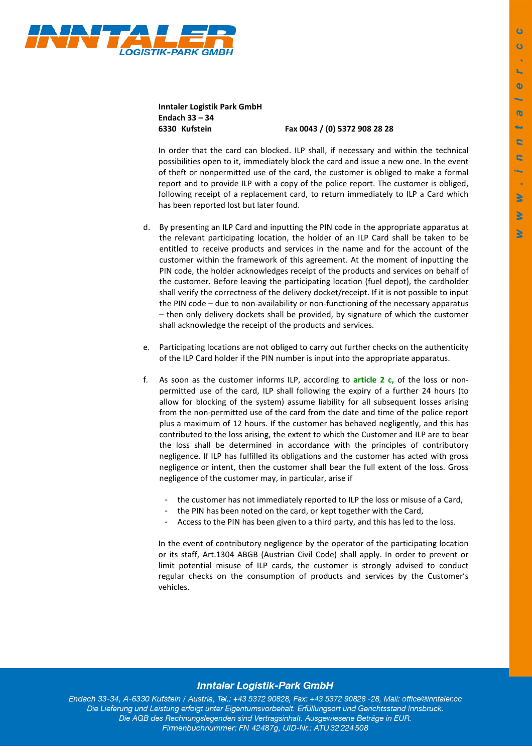**Inntaler Logistik Park GmbH**
**Endach 33 – 34**
**6330 Kufstein** **Fax 0043 / (0) 5372 908 28 28**

In order that the card can blocked. ILP shall, if necessary and within the technical possibilities open to it, immediately block the card and issue a new one. In the event of theft or nonpermitted use of the card, the customer is obliged to make a formal report and to provide ILP with a copy of the police report. The customer is obliged, following receipt of a replacement card, to return immediately to ILP a Card which has been reported lost but later found.

d. By presenting an ILP Card and inputting the PIN code in the appropriate apparatus at the relevant participating location, the holder of an ILP Card shall be taken to be entitled to receive products and services in the name and for the account of the customer within the framework of this agreement. At the moment of inputting the PIN code, the holder acknowledges receipt of the products and services on behalf of the customer. Before leaving the participating location (fuel depot), the cardholder shall verify the correctness of the delivery docket/receipt. If it is not possible to input the PIN code – due to non-availability or non-functioning of the necessary apparatus – then only delivery dockets shall be provided, by signature of which the customer shall acknowledge the receipt of the products and services.

e. Participating locations are not obliged to carry out further checks on the authenticity of the ILP Card holder if the PIN number is input into the appropriate apparatus.

f. As soon as the customer informs ILP, according to **article 2 c,** of the loss or non-permitted use of the card, ILP shall following the expiry of a further 24 hours (to allow for blocking of the system) assume liability for all subsequent losses arising from the non-permitted use of the card from the date and time of the police report plus a maximum of 12 hours. If the customer has behaved negligently, and this has contributed to the loss arising, the extent to which the Customer and ILP are to bear the loss shall be determined in accordance with the principles of contributory negligence. If ILP has fulfilled its obligations and the customer has acted with gross negligence or intent, then the customer shall bear the full extent of the loss. Gross negligence of the customer may, in particular, arise if

   - the customer has not immediately reported to ILP the loss or misuse of a Card,
   - the PIN has been noted on the card, or kept together with the Card,
   - Access to the PIN has been given to a third party, and this has led to the loss.

   In the event of contributory negligence by the operator of the participating location or its staff, Art.1304 ABGB (Austrian Civil Code) shall apply. In order to prevent or limit potential misuse of ILP cards, the customer is strongly advised to conduct regular checks on the consumption of products and services by the Customer's vehicles.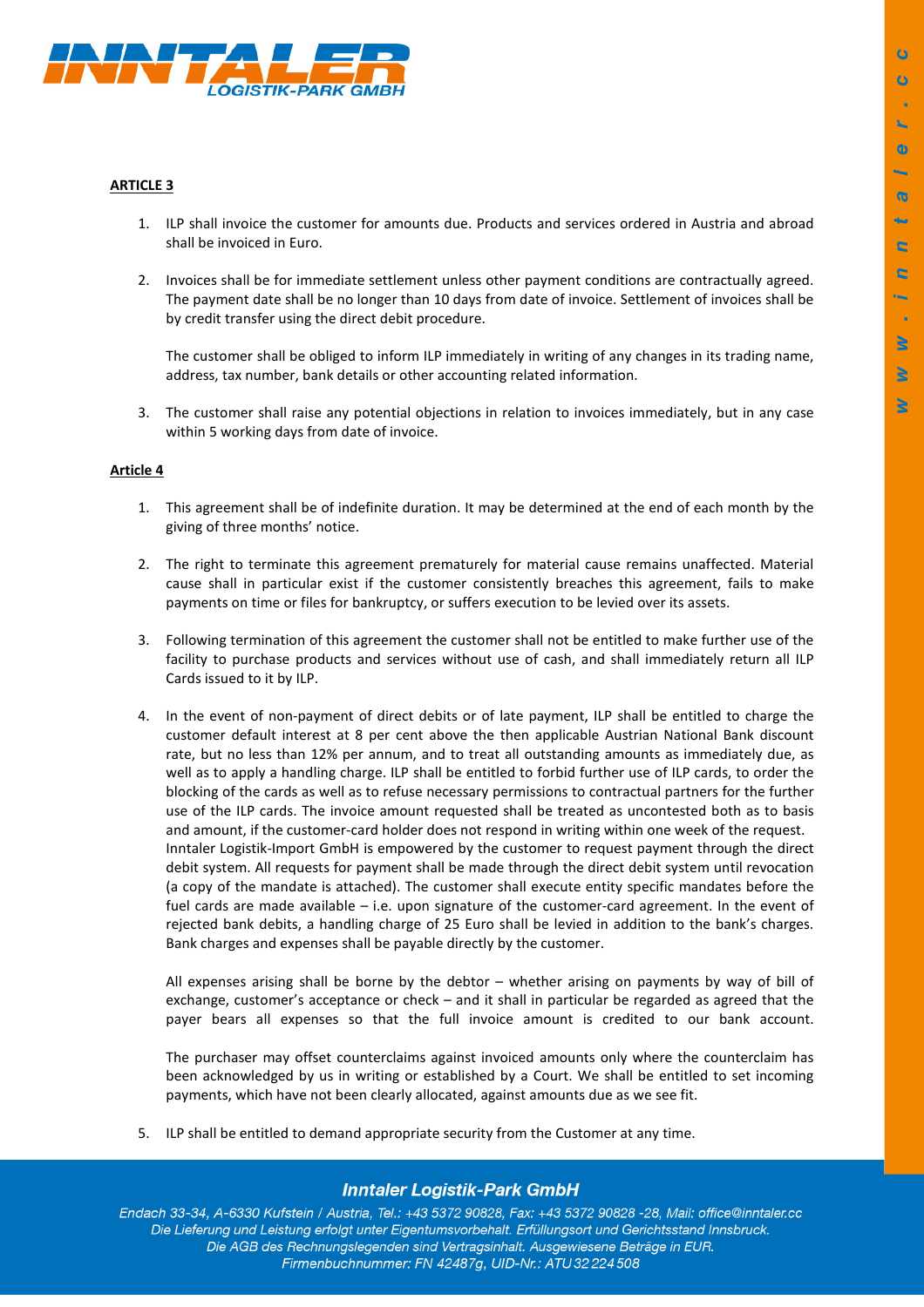## ARTICLE 3

1. ILP shall invoice the customer for amounts due. Products and services ordered in Austria and abroad shall be invoiced in Euro.

2. Invoices shall be for immediate settlement unless other payment conditions are contractually agreed. The payment date shall be no longer than 10 days from date of invoice. Settlement of invoices shall be by credit transfer using the direct debit procedure.

   The customer shall be obliged to inform ILP immediately in writing of any changes in its trading name, address, tax number, bank details or other accounting related information.

3. The customer shall raise any potential objections in relation to invoices immediately, but in any case within 5 working days from date of invoice.

## Article 4

1. This agreement shall be of indefinite duration. It may be determined at the end of each month by the giving of three months' notice.

2. The right to terminate this agreement prematurely for material cause remains unaffected. Material cause shall in particular exist if the customer consistently breaches this agreement, fails to make payments on time or files for bankruptcy, or suffers execution to be levied over its assets.

3. Following termination of this agreement the customer shall not be entitled to make further use of the facility to purchase products and services without use of cash, and shall immediately return all ILP Cards issued to it by ILP.

4. In the event of non-payment of direct debits or of late payment, ILP shall be entitled to charge the customer default interest at 8 per cent above the then applicable Austrian National Bank discount rate, but no less than 12% per annum, and to treat all outstanding amounts as immediately due, as well as to apply a handling charge. ILP shall be entitled to forbid further use of ILP cards, to order the blocking of the cards as well as to refuse necessary permissions to contractual partners for the further use of the ILP cards. The invoice amount requested shall be treated as uncontested both as to basis and amount, if the customer-card holder does not respond in writing within one week of the request. Inntaler Logistik-Import GmbH is empowered by the customer to request payment through the direct debit system. All requests for payment shall be made through the direct debit system until revocation (a copy of the mandate is attached). The customer shall execute entity specific mandates before the fuel cards are made available – i.e. upon signature of the customer-card agreement. In the event of rejected bank debits, a handling charge of 25 Euro shall be levied in addition to the bank's charges. Bank charges and expenses shall be payable directly by the customer.

   All expenses arising shall be borne by the debtor – whether arising on payments by way of bill of exchange, customer's acceptance or check – and it shall in particular be regarded as agreed that the payer bears all expenses so that the full invoice amount is credited to our bank account.

   The purchaser may offset counterclaims against invoiced amounts only where the counterclaim has been acknowledged by us in writing or established by a Court. We shall be entitled to set incoming payments, which have not been clearly allocated, against amounts due as we see fit.

5. ILP shall be entitled to demand appropriate security from the Customer at any time.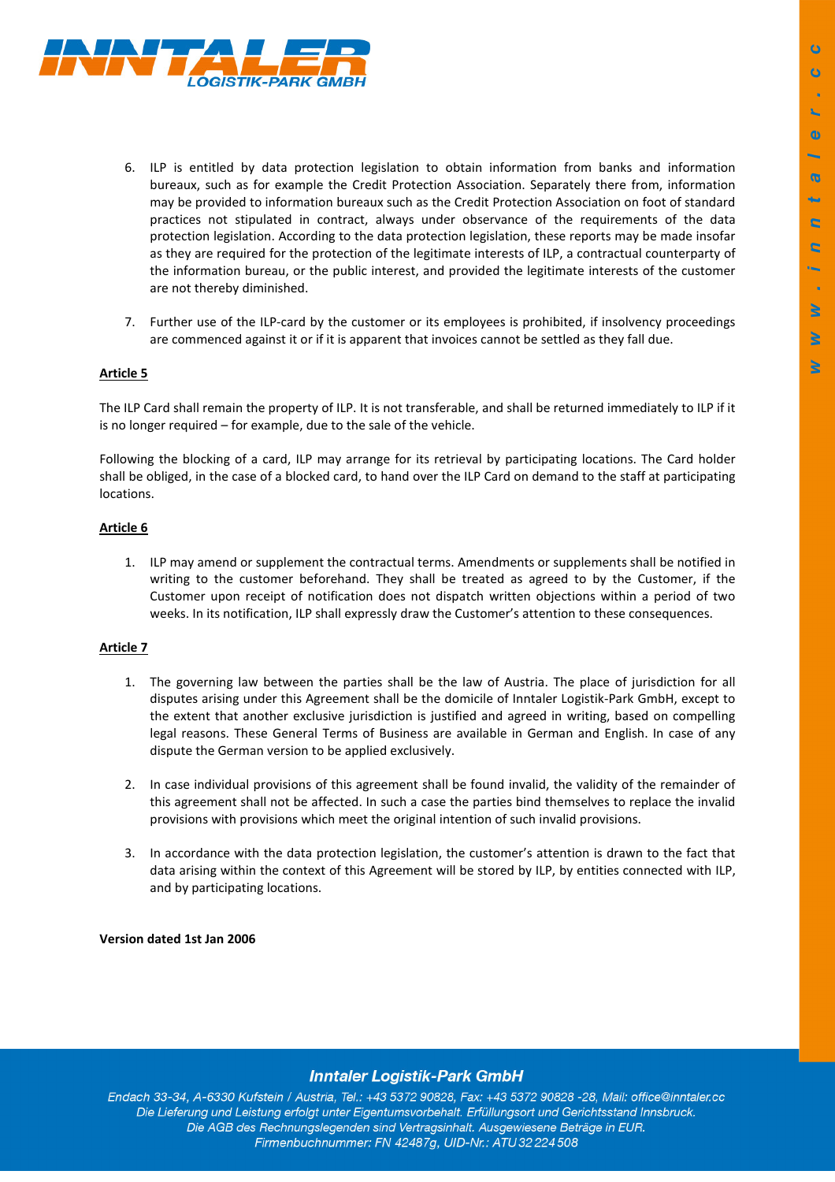6. ILP is entitled by data protection legislation to obtain information from banks and information bureaux, such as for example the Credit Protection Association. Separately there from, information may be provided to information bureaux such as the Credit Protection Association on foot of standard practices not stipulated in contract, always under observance of the requirements of the data protection legislation. According to the data protection legislation, these reports may be made insofar as they are required for the protection of the legitimate interests of ILP, a contractual counterparty of the information bureau, or the public interest, and provided the legitimate interests of the customer are not thereby diminished.

7. Further use of the ILP-card by the customer or its employees is prohibited, if insolvency proceedings are commenced against it or if it is apparent that invoices cannot be settled as they fall due.

**Article 5**

The ILP Card shall remain the property of ILP. It is not transferable, and shall be returned immediately to ILP if it is no longer required – for example, due to the sale of the vehicle.

Following the blocking of a card, ILP may arrange for its retrieval by participating locations. The Card holder shall be obliged, in the case of a blocked card, to hand over the ILP Card on demand to the staff at participating locations.

**Article 6**

1. ILP may amend or supplement the contractual terms. Amendments or supplements shall be notified in writing to the customer beforehand. They shall be treated as agreed to by the Customer, if the Customer upon receipt of notification does not dispatch written objections within a period of two weeks. In its notification, ILP shall expressly draw the Customer's attention to these consequences.

**Article 7**

1. The governing law between the parties shall be the law of Austria. The place of jurisdiction for all disputes arising under this Agreement shall be the domicile of Inntaler Logistik-Park GmbH, except to the extent that another exclusive jurisdiction is justified and agreed in writing, based on compelling legal reasons. These General Terms of Business are available in German and English. In case of any dispute the German version to be applied exclusively.

2. In case individual provisions of this agreement shall be found invalid, the validity of the remainder of this agreement shall not be affected. In such a case the parties bind themselves to replace the invalid provisions with provisions which meet the original intention of such invalid provisions.

3. In accordance with the data protection legislation, the customer's attention is drawn to the fact that data arising within the context of this Agreement will be stored by ILP, by entities connected with ILP, and by participating locations.

**Version dated 1st Jan 2006**